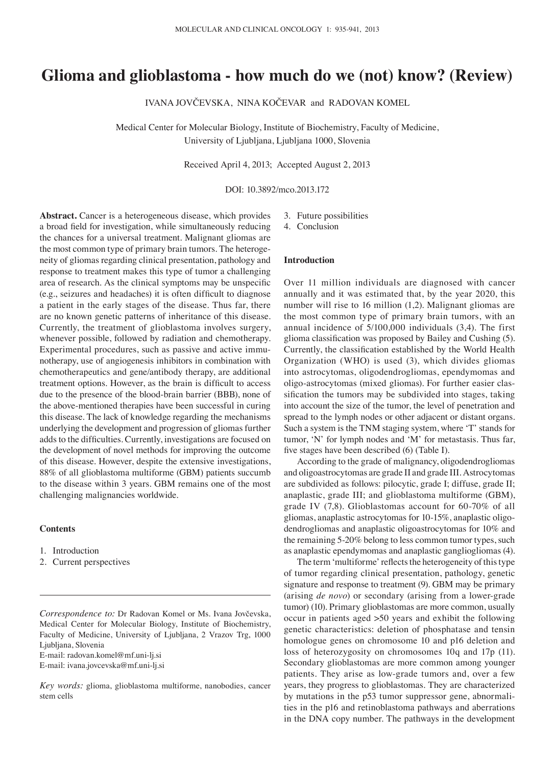# Glioma and glioblastoma - how much do we (not) know? (Review)

IVANA JOVČEVSKA, NINA KOČEVAR and RADOVAN KOMEL

Medical Center for Molecular Biology, Institute of Biochemistry, Faculty of Medicine, University of Ljubljana, Ljubljana 1000, Slovenia

Received April 4, 2013; Accepted August 2, 2013

DOI: 10.3892/mco.2013.172

**Abstract.** Cancer is a heterogeneous disease, which provides a broad field for investigation, while simultaneously reducing the chances for a universal treatment. Malignant gliomas are the most common type of primary brain tumors. The heterogeneity of gliomas regarding clinical presentation, pathology and response to treatment makes this type of tumor a challenging area of research. As the clinical symptoms may be unspecific (e.g., seizures and headaches) it is often difficult to diagnose a patient in the early stages of the disease. Thus far, there are no known genetic patterns of inheritance of this disease. Currently, the treatment of glioblastoma involves surgery, whenever possible, followed by radiation and chemotherapy. Experimental procedures, such as passive and active immunotherapy, use of angiogenesis inhibitors in combination with chemotherapeutics and gene/antibody therapy, are additional treatment options. However, as the brain is difficult to access due to the presence of the blood-brain barrier (BBB), none of the above-mentioned therapies have been successful in curing this disease. The lack of knowledge regarding the mechanisms underlying the development and progression of gliomas further adds to the difficulties. Currently, investigations are focused on the development of novel methods for improving the outcome of this disease. However, despite the extensive investigations, 88% of all glioblastoma multiforme (GBM) patients succumb to the disease within 3 years. GBM remains one of the most challenging malignancies worldwide.

**Contents**

1. Introduction
2. Current perspectives
3. Future possibilities
4. Conclusion

*Correspondence to:* Dr Radovan Komel or Ms. Ivana Jovčevska, Medical Center for Molecular Biology, Institute of Biochemistry, Faculty of Medicine, University of Ljubljana, 2 Vrazov Trg, 1000 Ljubljana, Slovenia
E-mail: radovan.komel@mf.uni-lj.si
E-mail: ivana.jovcevska@mf.uni-lj.si

*Key words:* glioma, glioblastoma multiforme, nanobodies, cancer stem cells

## Introduction

Over 11 million individuals are diagnosed with cancer annually and it was estimated that, by the year 2020, this number will rise to 16 million (1,2). Malignant gliomas are the most common type of primary brain tumors, with an annual incidence of 5/100,000 individuals (3,4). The first glioma classification was proposed by Bailey and Cushing (5). Currently, the classification established by the World Health Organization (WHO) is used (3), which divides gliomas into astrocytomas, oligodendrogliomas, ependymomas and oligo-astrocytomas (mixed gliomas). For further easier classification the tumors may be subdivided into stages, taking into account the size of the tumor, the level of penetration and spread to the lymph nodes or other adjacent or distant organs. Such a system is the TNM staging system, where 'T' stands for tumor, 'N' for lymph nodes and 'M' for metastasis. Thus far, five stages have been described (6) (Table I).

According to the grade of malignancy, oligodendrogliomas and oligoastrocytomas are grade II and grade III. Astrocytomas are subdivided as follows: pilocytic, grade I; diffuse, grade II; anaplastic, grade III; and glioblastoma multiforme (GBM), grade IV (7,8). Glioblastomas account for 60-70% of all gliomas, anaplastic astrocytomas for 10-15%, anaplastic oligodendrogliomas and anaplastic oligoastrocytomas for 10% and the remaining 5-20% belong to less common tumor types, such as anaplastic ependymomas and anaplastic gangliogliomas (4).

The term 'multiforme' reflects the heterogeneity of this type of tumor regarding clinical presentation, pathology, genetic signature and response to treatment (9). GBM may be primary (arising *de novo*) or secondary (arising from a lower-grade tumor) (10). Primary glioblastomas are more common, usually occur in patients aged >50 years and exhibit the following genetic characteristics: deletion of phosphatase and tensin homologue genes on chromosome 10 and p16 deletion and loss of heterozygosity on chromosomes 10q and 17p (11). Secondary glioblastomas are more common among younger patients. They arise as low-grade tumors and, over a few years, they progress to glioblastomas. They are characterized by mutations in the p53 tumor suppressor gene, abnormalities in the p16 and retinoblastoma pathways and aberrations in the DNA copy number. The pathways in the development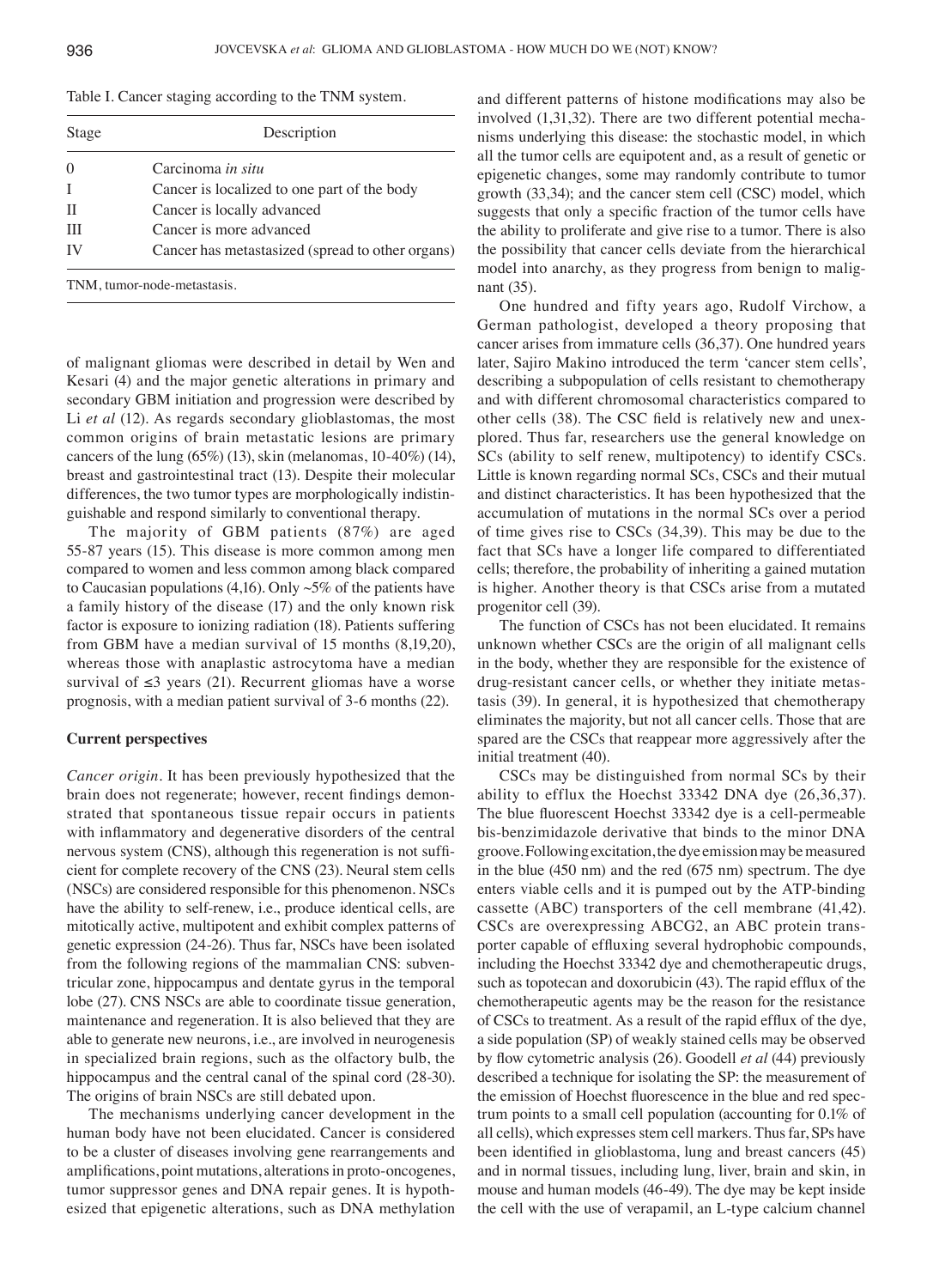Table I. Cancer staging according to the TNM system.

| Stage | Description |
|---|---|
| 0 | Carcinoma *in situ* |
| I | Cancer is localized to one part of the body |
| II | Cancer is locally advanced |
| III | Cancer is more advanced |
| IV | Cancer has metastasized (spread to other organs) |

TNM, tumor-node-metastasis.

of malignant gliomas were described in detail by Wen and Kesari (4) and the major genetic alterations in primary and secondary GBM initiation and progression were described by Li *et al* (12). As regards secondary glioblastomas, the most common origins of brain metastatic lesions are primary cancers of the lung (65%) (13), skin (melanomas, 10-40%) (14), breast and gastrointestinal tract (13). Despite their molecular differences, the two tumor types are morphologically indistinguishable and respond similarly to conventional therapy.

The majority of GBM patients (87%) are aged 55-87 years (15). This disease is more common among men compared to women and less common among black compared to Caucasian populations (4,16). Only ~5% of the patients have a family history of the disease (17) and the only known risk factor is exposure to ionizing radiation (18). Patients suffering from GBM have a median survival of 15 months (8,19,20), whereas those with anaplastic astrocytoma have a median survival of ≤3 years (21). Recurrent gliomas have a worse prognosis, with a median patient survival of 3-6 months (22).

## Current perspectives

*Cancer origin*. It has been previously hypothesized that the brain does not regenerate; however, recent findings demonstrated that spontaneous tissue repair occurs in patients with inflammatory and degenerative disorders of the central nervous system (CNS), although this regeneration is not sufficient for complete recovery of the CNS (23). Neural stem cells (NSCs) are considered responsible for this phenomenon. NSCs have the ability to self-renew, i.e., produce identical cells, are mitotically active, multipotent and exhibit complex patterns of genetic expression (24-26). Thus far, NSCs have been isolated from the following regions of the mammalian CNS: subventricular zone, hippocampus and dentate gyrus in the temporal lobe (27). CNS NSCs are able to coordinate tissue generation, maintenance and regeneration. It is also believed that they are able to generate new neurons, i.e., are involved in neurogenesis in specialized brain regions, such as the olfactory bulb, the hippocampus and the central canal of the spinal cord (28-30). The origins of brain NSCs are still debated upon.

The mechanisms underlying cancer development in the human body have not been elucidated. Cancer is considered to be a cluster of diseases involving gene rearrangements and amplifications, point mutations, alterations in proto-oncogenes, tumor suppressor genes and DNA repair genes. It is hypothesized that epigenetic alterations, such as DNA methylation and different patterns of histone modifications may also be involved (1,31,32). There are two different potential mechanisms underlying this disease: the stochastic model, in which all the tumor cells are equipotent and, as a result of genetic or epigenetic changes, some may randomly contribute to tumor growth (33,34); and the cancer stem cell (CSC) model, which suggests that only a specific fraction of the tumor cells have the ability to proliferate and give rise to a tumor. There is also the possibility that cancer cells deviate from the hierarchical model into anarchy, as they progress from benign to malignant (35).

One hundred and fifty years ago, Rudolf Virchow, a German pathologist, developed a theory proposing that cancer arises from immature cells (36,37). One hundred years later, Sajiro Makino introduced the term 'cancer stem cells', describing a subpopulation of cells resistant to chemotherapy and with different chromosomal characteristics compared to other cells (38). The CSC field is relatively new and unexplored. Thus far, researchers use the general knowledge on SCs (ability to self renew, multipotency) to identify CSCs. Little is known regarding normal SCs, CSCs and their mutual and distinct characteristics. It has been hypothesized that the accumulation of mutations in the normal SCs over a period of time gives rise to CSCs (34,39). This may be due to the fact that SCs have a longer life compared to differentiated cells; therefore, the probability of inheriting a gained mutation is higher. Another theory is that CSCs arise from a mutated progenitor cell (39).

The function of CSCs has not been elucidated. It remains unknown whether CSCs are the origin of all malignant cells in the body, whether they are responsible for the existence of drug-resistant cancer cells, or whether they initiate metastasis (39). In general, it is hypothesized that chemotherapy eliminates the majority, but not all cancer cells. Those that are spared are the CSCs that reappear more aggressively after the initial treatment (40).

CSCs may be distinguished from normal SCs by their ability to efflux the Hoechst 33342 DNA dye (26,36,37). The blue fluorescent Hoechst 33342 dye is a cell-permeable bis-benzimidazole derivative that binds to the minor DNA groove. Following excitation, the dye emission may be measured in the blue (450 nm) and the red (675 nm) spectrum. The dye enters viable cells and it is pumped out by the ATP-binding cassette (ABC) transporters of the cell membrane (41,42). CSCs are overexpressing ABCG2, an ABC protein transporter capable of effluxing several hydrophobic compounds, including the Hoechst 33342 dye and chemotherapeutic drugs, such as topotecan and doxorubicin (43). The rapid efflux of the chemotherapeutic agents may be the reason for the resistance of CSCs to treatment. As a result of the rapid efflux of the dye, a side population (SP) of weakly stained cells may be observed by flow cytometric analysis (26). Goodell *et al* (44) previously described a technique for isolating the SP: the measurement of the emission of Hoechst fluorescence in the blue and red spectrum points to a small cell population (accounting for 0.1% of all cells), which expresses stem cell markers. Thus far, SPs have been identified in glioblastoma, lung and breast cancers (45) and in normal tissues, including lung, liver, brain and skin, in mouse and human models (46-49). The dye may be kept inside the cell with the use of verapamil, an L-type calcium channel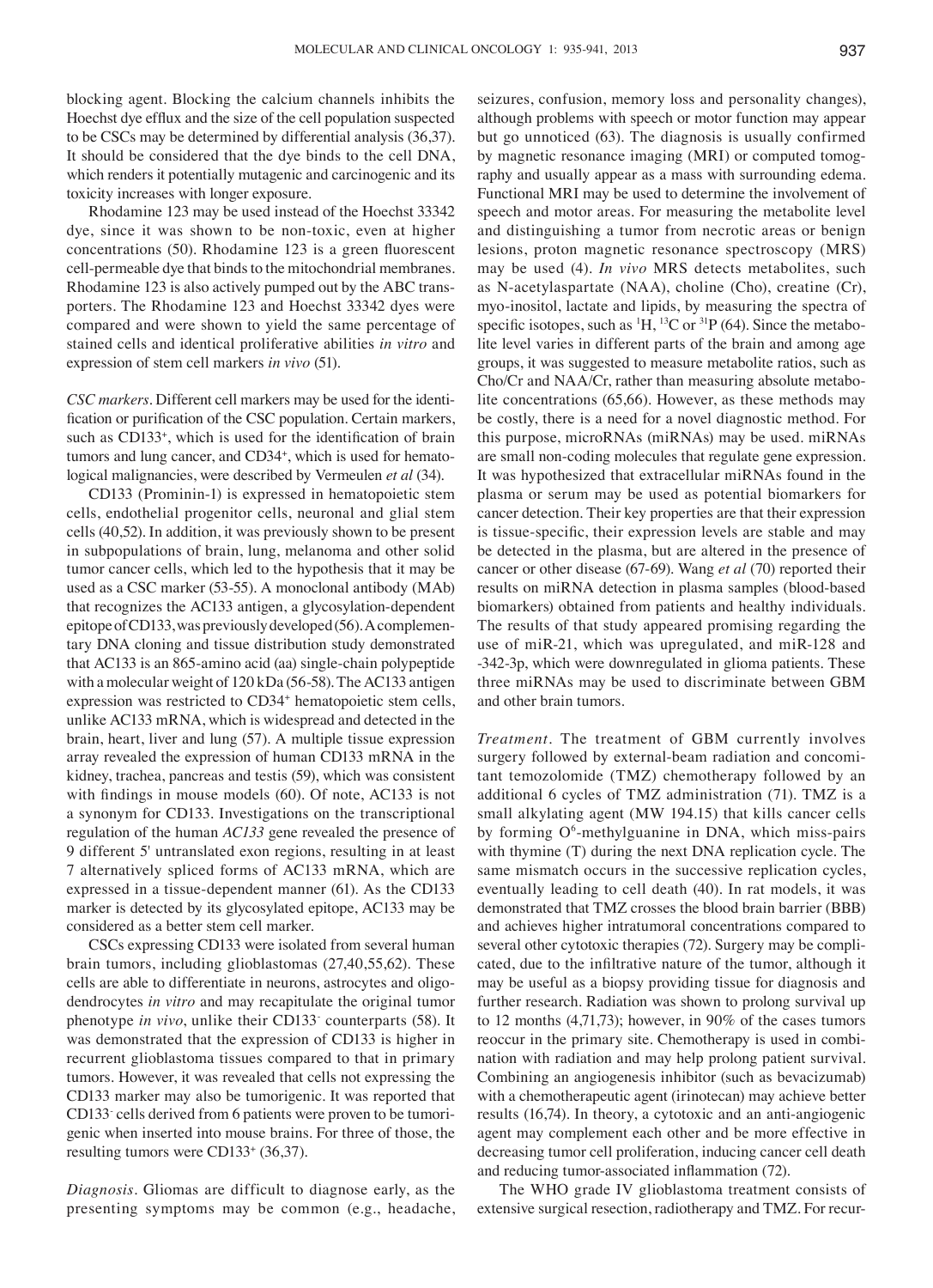blocking agent. Blocking the calcium channels inhibits the Hoechst dye efflux and the size of the cell population suspected to be CSCs may be determined by differential analysis (36,37). It should be considered that the dye binds to the cell DNA, which renders it potentially mutagenic and carcinogenic and its toxicity increases with longer exposure.

Rhodamine 123 may be used instead of the Hoechst 33342 dye, since it was shown to be non-toxic, even at higher concentrations (50). Rhodamine 123 is a green fluorescent cell-permeable dye that binds to the mitochondrial membranes. Rhodamine 123 is also actively pumped out by the ABC transporters. The Rhodamine 123 and Hoechst 33342 dyes were compared and were shown to yield the same percentage of stained cells and identical proliferative abilities *in vitro* and expression of stem cell markers *in vivo* (51).

*CSC markers.* Different cell markers may be used for the identification or purification of the CSC population. Certain markers, such as $CD133^+$, which is used for the identification of brain tumors and lung cancer, and $CD34^+$, which is used for hematological malignancies, were described by Vermeulen *et al* (34).

CD133 (Prominin-1) is expressed in hematopoietic stem cells, endothelial progenitor cells, neuronal and glial stem cells (40,52). In addition, it was previously shown to be present in subpopulations of brain, lung, melanoma and other solid tumor cancer cells, which led to the hypothesis that it may be used as a CSC marker (53-55). A monoclonal antibody (MAb) that recognizes the AC133 antigen, a glycosylation-dependent epitope of CD133, was previously developed (56). A complementary DNA cloning and tissue distribution study demonstrated that AC133 is an 865-amino acid (aa) single-chain polypeptide with a molecular weight of 120 kDa (56-58). The AC133 antigen expression was restricted to $CD34^+$ hematopoietic stem cells, unlike AC133 mRNA, which is widespread and detected in the brain, heart, liver and lung (57). A multiple tissue expression array revealed the expression of human CD133 mRNA in the kidney, trachea, pancreas and testis (59), which was consistent with findings in mouse models (60). Of note, AC133 is not a synonym for CD133. Investigations on the transcriptional regulation of the human *AC133* gene revealed the presence of 9 different 5' untranslated exon regions, resulting in at least 7 alternatively spliced forms of AC133 mRNA, which are expressed in a tissue-dependent manner (61). As the CD133 marker is detected by its glycosylated epitope, AC133 may be considered as a better stem cell marker.

CSCs expressing CD133 were isolated from several human brain tumors, including glioblastomas (27,40,55,62). These cells are able to differentiate in neurons, astrocytes and oligodendrocytes *in vitro* and may recapitulate the original tumor phenotype *in vivo*, unlike their $CD133^-$ counterparts (58). It was demonstrated that the expression of CD133 is higher in recurrent glioblastoma tissues compared to that in primary tumors. However, it was revealed that cells not expressing the CD133 marker may also be tumorigenic. It was reported that $CD133^-$ cells derived from 6 patients were proven to be tumorigenic when inserted into mouse brains. For three of those, the resulting tumors were $CD133^+$ (36,37).

*Diagnosis.* Gliomas are difficult to diagnose early, as the presenting symptoms may be common (e.g., headache, seizures, confusion, memory loss and personality changes), although problems with speech or motor function may appear but go unnoticed (63). The diagnosis is usually confirmed by magnetic resonance imaging (MRI) or computed tomography and usually appear as a mass with surrounding edema. Functional MRI may be used to determine the involvement of speech and motor areas. For measuring the metabolite level and distinguishing a tumor from necrotic areas or benign lesions, proton magnetic resonance spectroscopy (MRS) may be used (4). *In vivo* MRS detects metabolites, such as N-acetylaspartate (NAA), choline (Cho), creatine (Cr), myo-inositol, lactate and lipids, by measuring the spectra of specific isotopes, such as $^1H$, $^{13}C$ or $^{31}P$ (64). Since the metabolite level varies in different parts of the brain and among age groups, it was suggested to measure metabolite ratios, such as Cho/Cr and NAA/Cr, rather than measuring absolute metabolite concentrations (65,66). However, as these methods may be costly, there is a need for a novel diagnostic method. For this purpose, microRNAs (miRNAs) may be used. miRNAs are small non-coding molecules that regulate gene expression. It was hypothesized that extracellular miRNAs found in the plasma or serum may be used as potential biomarkers for cancer detection. Their key properties are that their expression is tissue-specific, their expression levels are stable and may be detected in the plasma, but are altered in the presence of cancer or other disease (67-69). Wang *et al* (70) reported their results on miRNA detection in plasma samples (blood-based biomarkers) obtained from patients and healthy individuals. The results of that study appeared promising regarding the use of miR-21, which was upregulated, and miR-128 and -342-3p, which were downregulated in glioma patients. These three miRNAs may be used to discriminate between GBM and other brain tumors.

*Treatment.* The treatment of GBM currently involves surgery followed by external-beam radiation and concomitant temozolomide (TMZ) chemotherapy followed by an additional 6 cycles of TMZ administration (71). TMZ is a small alkylating agent (MW 194.15) that kills cancer cells by forming $O^6$-methylguanine in DNA, which miss-pairs with thymine (T) during the next DNA replication cycle. The same mismatch occurs in the successive replication cycles, eventually leading to cell death (40). In rat models, it was demonstrated that TMZ crosses the blood brain barrier (BBB) and achieves higher intratumoral concentrations compared to several other cytotoxic therapies (72). Surgery may be complicated, due to the infiltrative nature of the tumor, although it may be useful as a biopsy providing tissue for diagnosis and further research. Radiation was shown to prolong survival up to 12 months (4,71,73); however, in 90% of the cases tumors reoccur in the primary site. Chemotherapy is used in combination with radiation and may help prolong patient survival. Combining an angiogenesis inhibitor (such as bevacizumab) with a chemotherapeutic agent (irinotecan) may achieve better results (16,74). In theory, a cytotoxic and an anti-angiogenic agent may complement each other and be more effective in decreasing tumor cell proliferation, inducing cancer cell death and reducing tumor-associated inflammation (72).

The WHO grade IV glioblastoma treatment consists of extensive surgical resection, radiotherapy and TMZ. For recur-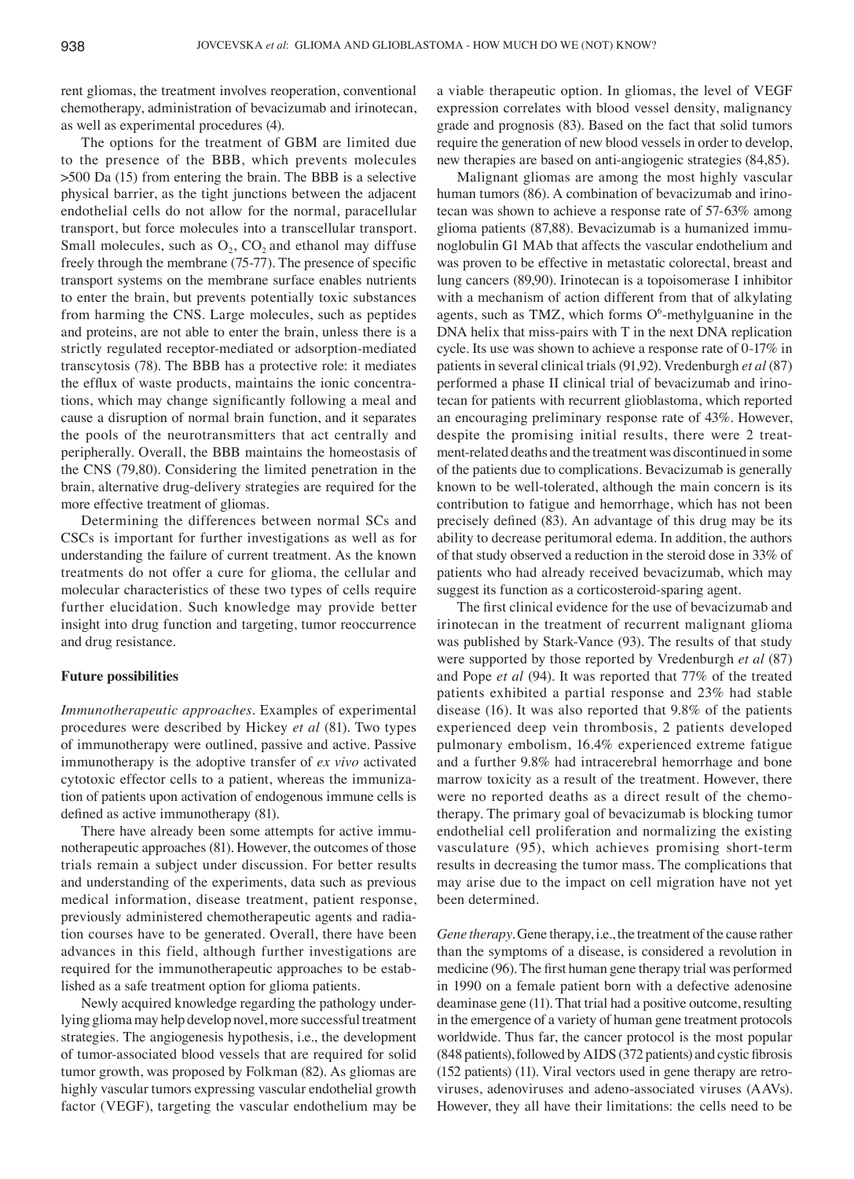rent gliomas, the treatment involves reoperation, conventional chemotherapy, administration of bevacizumab and irinotecan, as well as experimental procedures (4).

The options for the treatment of GBM are limited due to the presence of the BBB, which prevents molecules >500 Da (15) from entering the brain. The BBB is a selective physical barrier, as the tight junctions between the adjacent endothelial cells do not allow for the normal, paracellular transport, but force molecules into a transcellular transport. Small molecules, such as $O_2$, $CO_2$ and ethanol may diffuse freely through the membrane (75-77). The presence of specific transport systems on the membrane surface enables nutrients to enter the brain, but prevents potentially toxic substances from harming the CNS. Large molecules, such as peptides and proteins, are not able to enter the brain, unless there is a strictly regulated receptor-mediated or adsorption-mediated transcytosis (78). The BBB has a protective role: it mediates the efflux of waste products, maintains the ionic concentrations, which may change significantly following a meal and cause a disruption of normal brain function, and it separates the pools of the neurotransmitters that act centrally and peripherally. Overall, the BBB maintains the homeostasis of the CNS (79,80). Considering the limited penetration in the brain, alternative drug-delivery strategies are required for the more effective treatment of gliomas.

Determining the differences between normal SCs and CSCs is important for further investigations as well as for understanding the failure of current treatment. As the known treatments do not offer a cure for glioma, the cellular and molecular characteristics of these two types of cells require further elucidation. Such knowledge may provide better insight into drug function and targeting, tumor reoccurrence and drug resistance.

## Future possibilities

*Immunotherapeutic approaches.* Examples of experimental procedures were described by Hickey *et al* (81). Two types of immunotherapy were outlined, passive and active. Passive immunotherapy is the adoptive transfer of *ex vivo* activated cytotoxic effector cells to a patient, whereas the immunization of patients upon activation of endogenous immune cells is defined as active immunotherapy (81).

There have already been some attempts for active immunotherapeutic approaches (81). However, the outcomes of those trials remain a subject under discussion. For better results and understanding of the experiments, data such as previous medical information, disease treatment, patient response, previously administered chemotherapeutic agents and radiation courses have to be generated. Overall, there have been advances in this field, although further investigations are required for the immunotherapeutic approaches to be established as a safe treatment option for glioma patients.

Newly acquired knowledge regarding the pathology underlying glioma may help develop novel, more successful treatment strategies. The angiogenesis hypothesis, i.e., the development of tumor-associated blood vessels that are required for solid tumor growth, was proposed by Folkman (82). As gliomas are highly vascular tumors expressing vascular endothelial growth factor (VEGF), targeting the vascular endothelium may be a viable therapeutic option. In gliomas, the level of VEGF expression correlates with blood vessel density, malignancy grade and prognosis (83). Based on the fact that solid tumors require the generation of new blood vessels in order to develop, new therapies are based on anti-angiogenic strategies (84,85).

Malignant gliomas are among the most highly vascular human tumors (86). A combination of bevacizumab and irinotecan was shown to achieve a response rate of 57-63% among glioma patients (87,88). Bevacizumab is a humanized immunoglobulin G1 MAb that affects the vascular endothelium and was proven to be effective in metastatic colorectal, breast and lung cancers (89,90). Irinotecan is a topoisomerase I inhibitor with a mechanism of action different from that of alkylating agents, such as TMZ, which forms $O^6$-methylguanine in the DNA helix that miss-pairs with T in the next DNA replication cycle. Its use was shown to achieve a response rate of 0-17% in patients in several clinical trials (91,92). Vredenburgh *et al* (87) performed a phase II clinical trial of bevacizumab and irinotecan for patients with recurrent glioblastoma, which reported an encouraging preliminary response rate of 43%. However, despite the promising initial results, there were 2 treatment-related deaths and the treatment was discontinued in some of the patients due to complications. Bevacizumab is generally known to be well-tolerated, although the main concern is its contribution to fatigue and hemorrhage, which has not been precisely defined (83). An advantage of this drug may be its ability to decrease peritumoral edema. In addition, the authors of that study observed a reduction in the steroid dose in 33% of patients who had already received bevacizumab, which may suggest its function as a corticosteroid-sparing agent.

The first clinical evidence for the use of bevacizumab and irinotecan in the treatment of recurrent malignant glioma was published by Stark-Vance (93). The results of that study were supported by those reported by Vredenburgh *et al* (87) and Pope *et al* (94). It was reported that 77% of the treated patients exhibited a partial response and 23% had stable disease (16). It was also reported that 9.8% of the patients experienced deep vein thrombosis, 2 patients developed pulmonary embolism, 16.4% experienced extreme fatigue and a further 9.8% had intracerebral hemorrhage and bone marrow toxicity as a result of the treatment. However, there were no reported deaths as a direct result of the chemotherapy. The primary goal of bevacizumab is blocking tumor endothelial cell proliferation and normalizing the existing vasculature (95), which achieves promising short-term results in decreasing the tumor mass. The complications that may arise due to the impact on cell migration have not yet been determined.

*Gene therapy.* Gene therapy, i.e., the treatment of the cause rather than the symptoms of a disease, is considered a revolution in medicine (96). The first human gene therapy trial was performed in 1990 on a female patient born with a defective adenosine deaminase gene (11). That trial had a positive outcome, resulting in the emergence of a variety of human gene treatment protocols worldwide. Thus far, the cancer protocol is the most popular (848 patients), followed by AIDS (372 patients) and cystic fibrosis (152 patients) (11). Viral vectors used in gene therapy are retroviruses, adenoviruses and adeno-associated viruses (AAVs). However, they all have their limitations: the cells need to be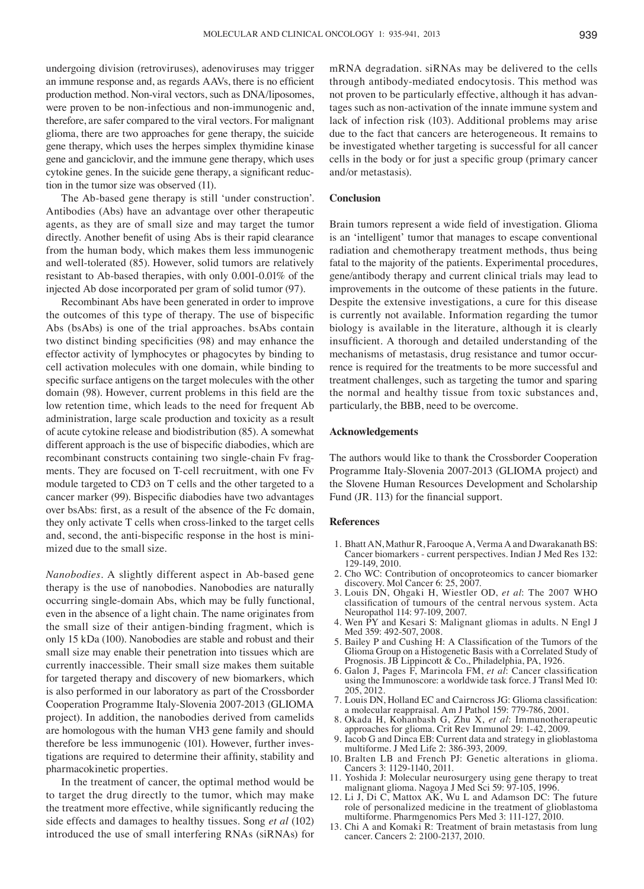undergoing division (retroviruses), adenoviruses may trigger an immune response and, as regards AAVs, there is no efficient production method. Non-viral vectors, such as DNA/liposomes, were proven to be non-infectious and non-immunogenic and, therefore, are safer compared to the viral vectors. For malignant glioma, there are two approaches for gene therapy, the suicide gene therapy, which uses the herpes simplex thymidine kinase gene and ganciclovir, and the immune gene therapy, which uses cytokine genes. In the suicide gene therapy, a significant reduction in the tumor size was observed (11).

The Ab-based gene therapy is still 'under construction'. Antibodies (Abs) have an advantage over other therapeutic agents, as they are of small size and may target the tumor directly. Another benefit of using Abs is their rapid clearance from the human body, which makes them less immunogenic and well-tolerated (85). However, solid tumors are relatively resistant to Ab-based therapies, with only 0.001-0.01% of the injected Ab dose incorporated per gram of solid tumor (97).

Recombinant Abs have been generated in order to improve the outcomes of this type of therapy. The use of bispecific Abs (bsAbs) is one of the trial approaches. bsAbs contain two distinct binding specificities (98) and may enhance the effector activity of lymphocytes or phagocytes by binding to cell activation molecules with one domain, while binding to specific surface antigens on the target molecules with the other domain (98). However, current problems in this field are the low retention time, which leads to the need for frequent Ab administration, large scale production and toxicity as a result of acute cytokine release and biodistribution (85). A somewhat different approach is the use of bispecific diabodies, which are recombinant constructs containing two single-chain Fv fragments. They are focused on T-cell recruitment, with one Fv module targeted to CD3 on T cells and the other targeted to a cancer marker (99). Bispecific diabodies have two advantages over bsAbs: first, as a result of the absence of the Fc domain, they only activate T cells when cross-linked to the target cells and, second, the anti-bispecific response in the host is minimized due to the small size.

*Nanobodies*. A slightly different aspect in Ab-based gene therapy is the use of nanobodies. Nanobodies are naturally occurring single-domain Abs, which may be fully functional, even in the absence of a light chain. The name originates from the small size of their antigen-binding fragment, which is only 15 kDa (100). Nanobodies are stable and robust and their small size may enable their penetration into tissues which are currently inaccessible. Their small size makes them suitable for targeted therapy and discovery of new biomarkers, which is also performed in our laboratory as part of the Crossborder Cooperation Programme Italy-Slovenia 2007-2013 (GLIOMA project). In addition, the nanobodies derived from camelids are homologous with the human VH3 gene family and should therefore be less immunogenic (101). However, further investigations are required to determine their affinity, stability and pharmacokinetic properties.

In the treatment of cancer, the optimal method would be to target the drug directly to the tumor, which may make the treatment more effective, while significantly reducing the side effects and damages to healthy tissues. Song *et al* (102) introduced the use of small interfering RNAs (siRNAs) for mRNA degradation. siRNAs may be delivered to the cells through antibody-mediated endocytosis. This method was not proven to be particularly effective, although it has advantages such as non-activation of the innate immune system and lack of infection risk (103). Additional problems may arise due to the fact that cancers are heterogeneous. It remains to be investigated whether targeting is successful for all cancer cells in the body or for just a specific group (primary cancer and/or metastasis).

## Conclusion

Brain tumors represent a wide field of investigation. Glioma is an 'intelligent' tumor that manages to escape conventional radiation and chemotherapy treatment methods, thus being fatal to the majority of the patients. Experimental procedures, gene/antibody therapy and current clinical trials may lead to improvements in the outcome of these patients in the future. Despite the extensive investigations, a cure for this disease is currently not available. Information regarding the tumor biology is available in the literature, although it is clearly insufficient. A thorough and detailed understanding of the mechanisms of metastasis, drug resistance and tumor occurrence is required for the treatments to be more successful and treatment challenges, such as targeting the tumor and sparing the normal and healthy tissue from toxic substances and, particularly, the BBB, need to be overcome.

## Acknowledgements

The authors would like to thank the Crossborder Cooperation Programme Italy-Slovenia 2007-2013 (GLIOMA project) and the Slovene Human Resources Development and Scholarship Fund (JR. 113) for the financial support.

## References

1. Bhatt AN, Mathur R, Farooque A, Verma A and Dwarakanath BS: Cancer biomarkers - current perspectives. Indian J Med Res 132: 129-149, 2010.
2. Cho WC: Contribution of oncoproteomics to cancer biomarker discovery. Mol Cancer 6: 25, 2007.
3. Louis DN, Ohgaki H, Wiestler OD, *et al*: The 2007 WHO classification of tumours of the central nervous system. Acta Neuropathol 114: 97-109, 2007.
4. Wen PY and Kesari S: Malignant gliomas in adults. N Engl J Med 359: 492-507, 2008.
5. Bailey P and Cushing H: A Classification of the Tumors of the Glioma Group on a Histogenetic Basis with a Correlated Study of Prognosis. JB Lippincott & Co., Philadelphia, PA, 1926.
6. Galon J, Pages F, Marincola FM, *et al*: Cancer classification using the Immunoscore: a worldwide task force. J Transl Med 10: 205, 2012.
7. Louis DN, Holland EC and Cairncross JG: Glioma classification: a molecular reappraisal. Am J Pathol 159: 779-786, 2001.
8. Okada H, Kohanbash G, Zhu X, *et al*: Immunotherapeutic approaches for glioma. Crit Rev Immunol 29: 1-42, 2009.
9. Iacob G and Dinca EB: Current data and strategy in glioblastoma multiforme. J Med Life 2: 386-393, 2009.
10. Bralten LB and French PJ: Genetic alterations in glioma. Cancers 3: 1129-1140, 2011.
11. Yoshida J: Molecular neurosurgery using gene therapy to treat malignant glioma. Nagoya J Med Sci 59: 97-105, 1996.
12. Li J, Di C, Mattox AK, Wu L and Adamson DC: The future role of personalized medicine in the treatment of glioblastoma multiforme. Pharmgenomics Pers Med 3: 111-127, 2010.
13. Chi A and Komaki R: Treatment of brain metastasis from lung cancer. Cancers 2: 2100-2137, 2010.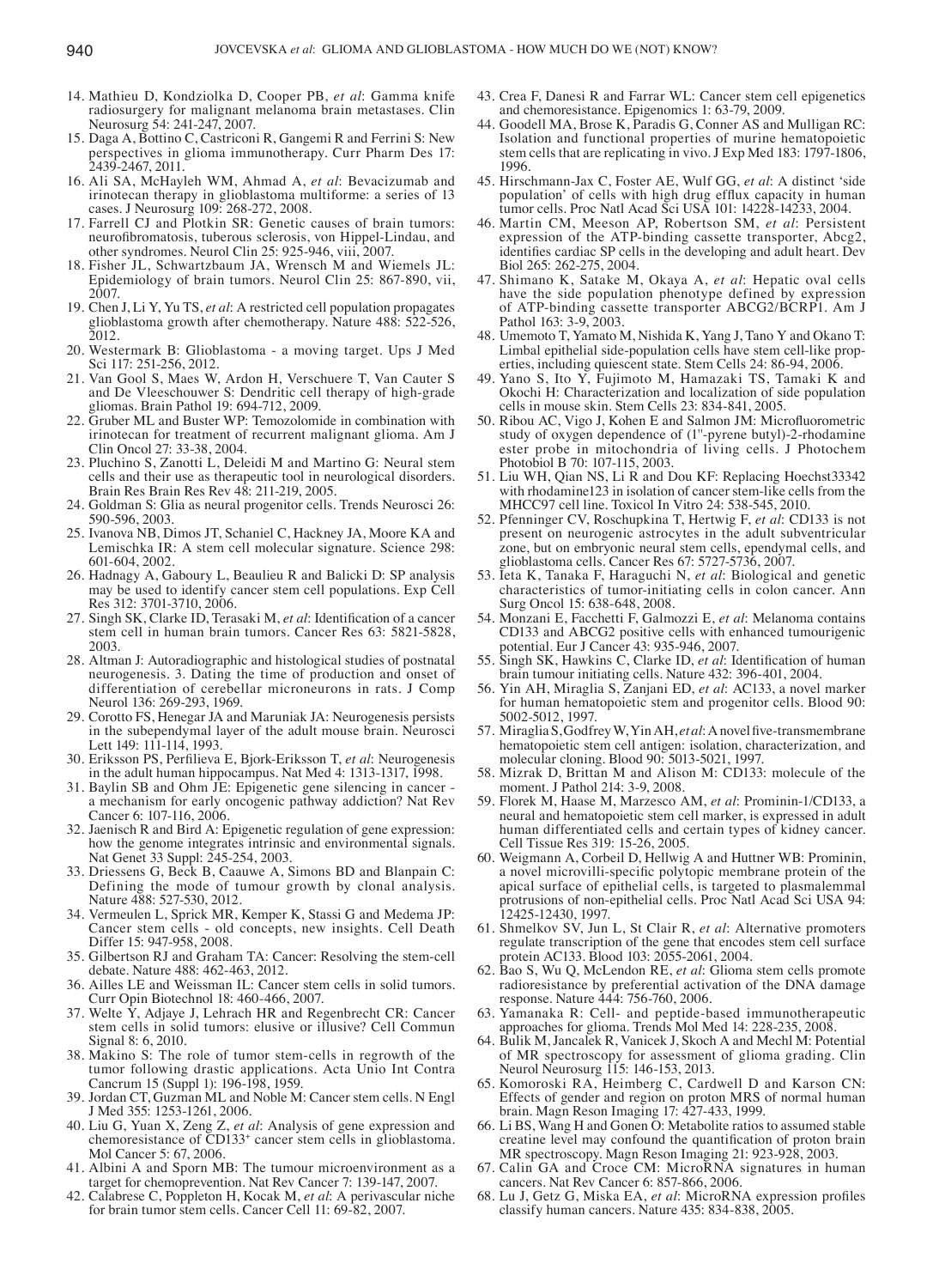14. Mathieu D, Kondziolka D, Cooper PB, *et al*: Gamma knife radiosurgery for malignant melanoma brain metastases. Clin Neurosurg 54: 241-247, 2007.
15. Daga A, Bottino C, Castriconi R, Gangemi R and Ferrini S: New perspectives in glioma immunotherapy. Curr Pharm Des 17: 2439-2467, 2011.
16. Ali SA, McHayleh WM, Ahmad A, *et al*: Bevacizumab and irinotecan therapy in glioblastoma multiforme: a series of 13 cases. J Neurosurg 109: 268-272, 2008.
17. Farrell CJ and Plotkin SR: Genetic causes of brain tumors: neurofibromatosis, tuberous sclerosis, von Hippel-Lindau, and other syndromes. Neurol Clin 25: 925-946, viii, 2007.
18. Fisher JL, Schwartzbaum JA, Wrensch M and Wiemels JL: Epidemiology of brain tumors. Neurol Clin 25: 867-890, vii, 2007.
19. Chen J, Li Y, Yu TS, *et al*: A restricted cell population propagates glioblastoma growth after chemotherapy. Nature 488: 522-526, 2012.
20. Westermark B: Glioblastoma - a moving target. Ups J Med Sci 117: 251-256, 2012.
21. Van Gool S, Maes W, Ardon H, Verschuere T, Van Cauter S and De Vleeschouwer S: Dendritic cell therapy of high-grade gliomas. Brain Pathol 19: 694-712, 2009.
22. Gruber ML and Buster WP: Temozolomide in combination with irinotecan for treatment of recurrent malignant glioma. Am J Clin Oncol 27: 33-38, 2004.
23. Pluchino S, Zanotti L, Deleidi M and Martino G: Neural stem cells and their use as therapeutic tool in neurological disorders. Brain Res Brain Res Rev 48: 211-219, 2005.
24. Goldman S: Glia as neural progenitor cells. Trends Neurosci 26: 590-596, 2003.
25. Ivanova NB, Dimos JT, Schaniel C, Hackney JA, Moore KA and Lemischka IR: A stem cell molecular signature. Science 298: 601-604, 2002.
26. Hadnagy A, Gaboury L, Beaulieu R and Balicki D: SP analysis may be used to identify cancer stem cell populations. Exp Cell Res 312: 3701-3710, 2006.
27. Singh SK, Clarke ID, Terasaki M, *et al*: Identification of a cancer stem cell in human brain tumors. Cancer Res 63: 5821-5828, 2003.
28. Altman J: Autoradiographic and histological studies of postnatal neurogenesis. 3. Dating the time of production and onset of differentiation of cerebellar microneurons in rats. J Comp Neurol 136: 269-293, 1969.
29. Corotto FS, Henegar JA and Maruniak JA: Neurogenesis persists in the subependymal layer of the adult mouse brain. Neurosci Lett 149: 111-114, 1993.
30. Eriksson PS, Perfilieva E, Bjork-Eriksson T, *et al*: Neurogenesis in the adult human hippocampus. Nat Med 4: 1313-1317, 1998.
31. Baylin SB and Ohm JE: Epigenetic gene silencing in cancer - a mechanism for early oncogenic pathway addiction? Nat Rev Cancer 6: 107-116, 2006.
32. Jaenisch R and Bird A: Epigenetic regulation of gene expression: how the genome integrates intrinsic and environmental signals. Nat Genet 33 Suppl: 245-254, 2003.
33. Driessens G, Beck B, Caauwe A, Simons BD and Blanpain C: Defining the mode of tumour growth by clonal analysis. Nature 488: 527-530, 2012.
34. Vermeulen L, Sprick MR, Kemper K, Stassi G and Medema JP: Cancer stem cells - old concepts, new insights. Cell Death Differ 15: 947-958, 2008.
35. Gilbertson RJ and Graham TA: Cancer: Resolving the stem-cell debate. Nature 488: 462-463, 2012.
36. Ailles LE and Weissman IL: Cancer stem cells in solid tumors. Curr Opin Biotechnol 18: 460-466, 2007.
37. Welte Y, Adjaye J, Lehrach HR and Regenbrecht CR: Cancer stem cells in solid tumors: elusive or illusive? Cell Commun Signal 8: 6, 2010.
38. Makino S: The role of tumor stem-cells in regrowth of the tumor following drastic applications. Acta Unio Int Contra Cancrum 15 (Suppl 1): 196-198, 1959.
39. Jordan CT, Guzman ML and Noble M: Cancer stem cells. N Engl J Med 355: 1253-1261, 2006.
40. Liu G, Yuan X, Zeng Z, *et al*: Analysis of gene expression and chemoresistance of CD133$^+$ cancer stem cells in glioblastoma. Mol Cancer 5: 67, 2006.
41. Albini A and Sporn MB: The tumour microenvironment as a target for chemoprevention. Nat Rev Cancer 7: 139-147, 2007.
42. Calabrese C, Poppleton H, Kocak M, *et al*: A perivascular niche for brain tumor stem cells. Cancer Cell 11: 69-82, 2007.
43. Crea F, Danesi R and Farrar WL: Cancer stem cell epigenetics and chemoresistance. Epigenomics 1: 63-79, 2009.
44. Goodell MA, Brose K, Paradis G, Conner AS and Mulligan RC: Isolation and functional properties of murine hematopoietic stem cells that are replicating in vivo. J Exp Med 183: 1797-1806, 1996.
45. Hirschmann-Jax C, Foster AE, Wulf GG, *et al*: A distinct 'side population' of cells with high drug efflux capacity in human tumor cells. Proc Natl Acad Sci USA 101: 14228-14233, 2004.
46. Martin CM, Meeson AP, Robertson SM, *et al*: Persistent expression of the ATP-binding cassette transporter, Abcg2, identifies cardiac SP cells in the developing and adult heart. Dev Biol 265: 262-275, 2004.
47. Shimano K, Satake M, Okaya A, *et al*: Hepatic oval cells have the side population phenotype defined by expression of ATP-binding cassette transporter ABCG2/BCRP1. Am J Pathol 163: 3-9, 2003.
48. Umemoto T, Yamato M, Nishida K, Yang J, Tano Y and Okano T: Limbal epithelial side-population cells have stem cell-like properties, including quiescent state. Stem Cells 24: 86-94, 2006.
49. Yano S, Ito Y, Fujimoto M, Hamazaki TS, Tamaki K and Okochi H: Characterization and localization of side population cells in mouse skin. Stem Cells 23: 834-841, 2005.
50. Ribou AC, Vigo J, Kohen E and Salmon JM: Microfluorometric study of oxygen dependence of (1''-pyrene butyl)-2-rhodamine ester probe in mitochondria of living cells. J Photochem Photobiol B 70: 107-115, 2003.
51. Liu WH, Qian NS, Li R and Dou KF: Replacing Hoechst33342 with rhodamine123 in isolation of cancer stem-like cells from the MHCC97 cell line. Toxicol In Vitro 24: 538-545, 2010.
52. Pfenninger CV, Roschupkina T, Hertwig F, *et al*: CD133 is not present on neurogenic astrocytes in the adult subventricular zone, but on embryonic neural stem cells, ependymal cells, and glioblastoma cells. Cancer Res 67: 5727-5736, 2007.
53. Ieta K, Tanaka F, Haraguchi N, *et al*: Biological and genetic characteristics of tumor-initiating cells in colon cancer. Ann Surg Oncol 15: 638-648, 2008.
54. Monzani E, Facchetti F, Galmozzi E, *et al*: Melanoma contains CD133 and ABCG2 positive cells with enhanced tumourigenic potential. Eur J Cancer 43: 935-946, 2007.
55. Singh SK, Hawkins C, Clarke ID, *et al*: Identification of human brain tumour initiating cells. Nature 432: 396-401, 2004.
56. Yin AH, Miraglia S, Zanjani ED, *et al*: AC133, a novel marker for human hematopoietic stem and progenitor cells. Blood 90: 5002-5012, 1997.
57. Miraglia S, Godfrey W, Yin AH, *et al*: A novel five-transmembrane hematopoietic stem cell antigen: isolation, characterization, and molecular cloning. Blood 90: 5013-5021, 1997.
58. Mizrak D, Brittan M and Alison M: CD133: molecule of the moment. J Pathol 214: 3-9, 2008.
59. Florek M, Haase M, Marzesco AM, *et al*: Prominin-1/CD133, a neural and hematopoietic stem cell marker, is expressed in adult human differentiated cells and certain types of kidney cancer. Cell Tissue Res 319: 15-26, 2005.
60. Weigmann A, Corbeil D, Hellwig A and Huttner WB: Prominin, a novel microvilli-specific polytopic membrane protein of the apical surface of epithelial cells, is targeted to plasmalemmal protrusions of non-epithelial cells. Proc Natl Acad Sci USA 94: 12425-12430, 1997.
61. Shmelkov SV, Jun L, St Clair R, *et al*: Alternative promoters regulate transcription of the gene that encodes stem cell surface protein AC133. Blood 103: 2055-2061, 2004.
62. Bao S, Wu Q, McLendon RE, *et al*: Glioma stem cells promote radioresistance by preferential activation of the DNA damage response. Nature 444: 756-760, 2006.
63. Yamanaka R: Cell- and peptide-based immunotherapeutic approaches for glioma. Trends Mol Med 14: 228-235, 2008.
64. Bulik M, Jancalek R, Vanicek J, Skoch A and Mechl M: Potential of MR spectroscopy for assessment of glioma grading. Clin Neurol Neurosurg 115: 146-153, 2013.
65. Komoroski RA, Heimberg C, Cardwell D and Karson CN: Effects of gender and region on proton MRS of normal human brain. Magn Reson Imaging 17: 427-433, 1999.
66. Li BS, Wang H and Gonen O: Metabolite ratios to assumed stable creatine level may confound the quantification of proton brain MR spectroscopy. Magn Reson Imaging 21: 923-928, 2003.
67. Calin GA and Croce CM: MicroRNA signatures in human cancers. Nat Rev Cancer 6: 857-866, 2006.
68. Lu J, Getz G, Miska EA, *et al*: MicroRNA expression profiles classify human cancers. Nature 435: 834-838, 2005.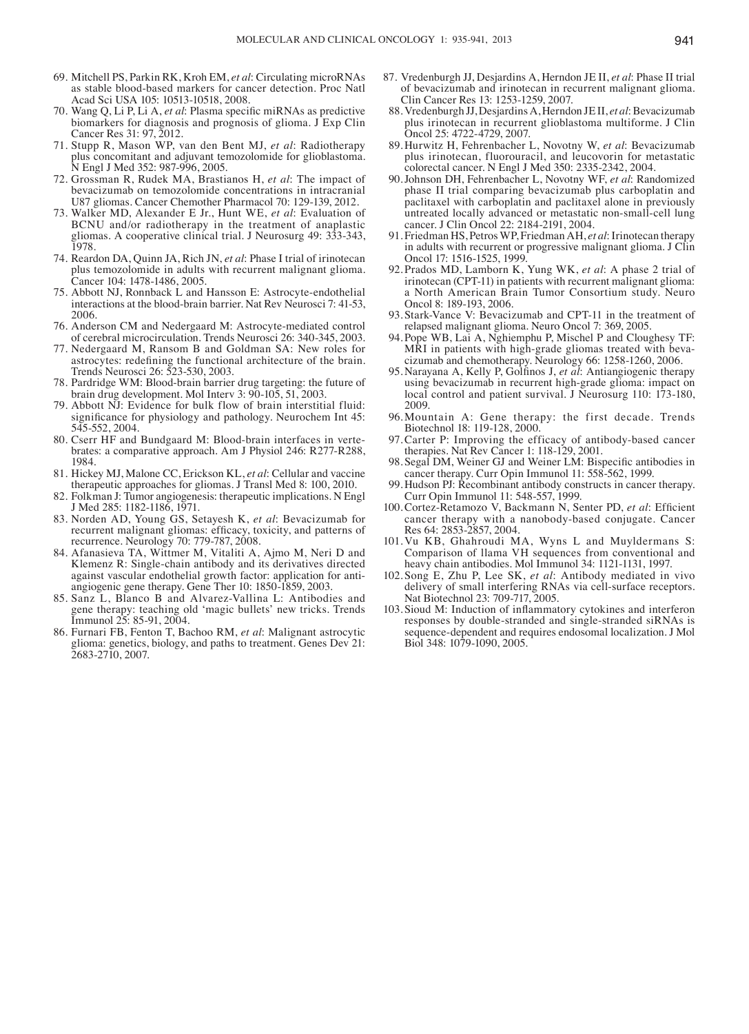69. Mitchell PS, Parkin RK, Kroh EM, *et al*: Circulating microRNAs as stable blood-based markers for cancer detection. Proc Natl Acad Sci USA 105: 10513-10518, 2008.
70. Wang Q, Li P, Li A, *et al*: Plasma specific miRNAs as predictive biomarkers for diagnosis and prognosis of glioma. J Exp Clin Cancer Res 31: 97, 2012.
71. Stupp R, Mason WP, van den Bent MJ, *et al*: Radiotherapy plus concomitant and adjuvant temozolomide for glioblastoma. N Engl J Med 352: 987-996, 2005.
72. Grossman R, Rudek MA, Brastianos H, *et al*: The impact of bevacizumab on temozolomide concentrations in intracranial U87 gliomas. Cancer Chemother Pharmacol 70: 129-139, 2012.
73. Walker MD, Alexander E Jr., Hunt WE, *et al*: Evaluation of BCNU and/or radiotherapy in the treatment of anaplastic gliomas. A cooperative clinical trial. J Neurosurg 49: 333-343, 1978.
74. Reardon DA, Quinn JA, Rich JN, *et al*: Phase I trial of irinotecan plus temozolomide in adults with recurrent malignant glioma. Cancer 104: 1478-1486, 2005.
75. Abbott NJ, Ronnback L and Hansson E: Astrocyte-endothelial interactions at the blood-brain barrier. Nat Rev Neurosci 7: 41-53, 2006.
76. Anderson CM and Nedergaard M: Astrocyte-mediated control of cerebral microcirculation. Trends Neurosci 26: 340-345, 2003.
77. Nedergaard M, Ransom B and Goldman SA: New roles for astrocytes: redefining the functional architecture of the brain. Trends Neurosci 26: 523-530, 2003.
78. Pardridge WM: Blood-brain barrier drug targeting: the future of brain drug development. Mol Interv 3: 90-105, 51, 2003.
79. Abbott NJ: Evidence for bulk flow of brain interstitial fluid: significance for physiology and pathology. Neurochem Int 45: 545-552, 2004.
80. Cserr HF and Bundgaard M: Blood-brain interfaces in vertebrates: a comparative approach. Am J Physiol 246: R277-R288, 1984.
81. Hickey MJ, Malone CC, Erickson KL, *et al*: Cellular and vaccine therapeutic approaches for gliomas. J Transl Med 8: 100, 2010.
82. Folkman J: Tumor angiogenesis: therapeutic implications. N Engl J Med 285: 1182-1186, 1971.
83. Norden AD, Young GS, Setayesh K, *et al*: Bevacizumab for recurrent malignant gliomas: efficacy, toxicity, and patterns of recurrence. Neurology 70: 779-787, 2008.
84. Afanasieva TA, Wittmer M, Vitaliti A, Ajmo M, Neri D and Klemenz R: Single-chain antibody and its derivatives directed against vascular endothelial growth factor: application for antiangiogenic gene therapy. Gene Ther 10: 1850-1859, 2003.
85. Sanz L, Blanco B and Alvarez-Vallina L: Antibodies and gene therapy: teaching old 'magic bullets' new tricks. Trends Immunol 25: 85-91, 2004.
86. Furnari FB, Fenton T, Bachoo RM, *et al*: Malignant astrocytic glioma: genetics, biology, and paths to treatment. Genes Dev 21: 2683-2710, 2007.
87. Vredenburgh JJ, Desjardins A, Herndon JE II, *et al*: Phase II trial of bevacizumab and irinotecan in recurrent malignant glioma. Clin Cancer Res 13: 1253-1259, 2007.
88. Vredenburgh JJ, Desjardins A, Herndon JE II, *et al*: Bevacizumab plus irinotecan in recurrent glioblastoma multiforme. J Clin Oncol 25: 4722-4729, 2007.
89. Hurwitz H, Fehrenbacher L, Novotny W, *et al*: Bevacizumab plus irinotecan, fluorouracil, and leucovorin for metastatic colorectal cancer. N Engl J Med 350: 2335-2342, 2004.
90. Johnson DH, Fehrenbacher L, Novotny WF, *et al*: Randomized phase II trial comparing bevacizumab plus carboplatin and paclitaxel with carboplatin and paclitaxel alone in previously untreated locally advanced or metastatic non-small-cell lung cancer. J Clin Oncol 22: 2184-2191, 2004.
91. Friedman HS, Petros WP, Friedman AH, *et al*: Irinotecan therapy in adults with recurrent or progressive malignant glioma. J Clin Oncol 17: 1516-1525, 1999.
92. Prados MD, Lamborn K, Yung WK, *et al*: A phase 2 trial of irinotecan (CPT-11) in patients with recurrent malignant glioma: a North American Brain Tumor Consortium study. Neuro Oncol 8: 189-193, 2006.
93. Stark-Vance V: Bevacizumab and CPT-11 in the treatment of relapsed malignant glioma. Neuro Oncol 7: 369, 2005.
94. Pope WB, Lai A, Nghiemphu P, Mischel P and Cloughesy TF: MRI in patients with high-grade gliomas treated with bevacizumab and chemotherapy. Neurology 66: 1258-1260, 2006.
95. Narayana A, Kelly P, Golfinos J, *et al*: Antiangiogenic therapy using bevacizumab in recurrent high-grade glioma: impact on local control and patient survival. J Neurosurg 110: 173-180, 2009.
96. Mountain A: Gene therapy: the first decade. Trends Biotechnol 18: 119-128, 2000.
97. Carter P: Improving the efficacy of antibody-based cancer therapies. Nat Rev Cancer 1: 118-129, 2001.
98. Segal DM, Weiner GJ and Weiner LM: Bispecific antibodies in cancer therapy. Curr Opin Immunol 11: 558-562, 1999.
99. Hudson PJ: Recombinant antibody constructs in cancer therapy. Curr Opin Immunol 11: 548-557, 1999.
100. Cortez-Retamozo V, Backmann N, Senter PD, *et al*: Efficient cancer therapy with a nanobody-based conjugate. Cancer Res 64: 2853-2857, 2004.
101. Vu KB, Ghahroudi MA, Wyns L and Muyldermans S: Comparison of llama VH sequences from conventional and heavy chain antibodies. Mol Immunol 34: 1121-1131, 1997.
102. Song E, Zhu P, Lee SK, *et al*: Antibody mediated in vivo delivery of small interfering RNAs via cell-surface receptors. Nat Biotechnol 23: 709-717, 2005.
103. Sioud M: Induction of inflammatory cytokines and interferon responses by double-stranded and single-stranded siRNAs is sequence-dependent and requires endosomal localization. J Mol Biol 348: 1079-1090, 2005.